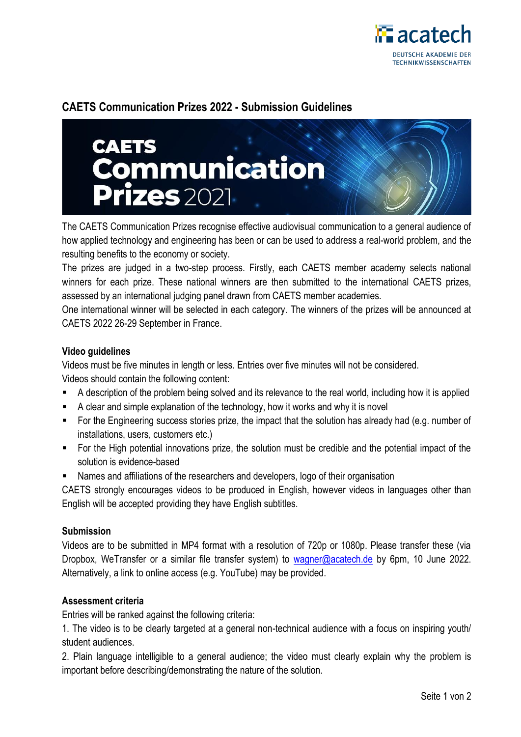# CAETS Communication Prizes 2022 - Submission Guidelines

The CAETS Communication Prizes recognise effective audiovisual communication to a general audience of how applied technology and engineering has been or can be used to address a real-world problem, and the resulting benefits to the economy or society.

The prizes are judged in a two-step process. Firstly, each CAETS member academy selects national winners for each prize. These national winners are then submitted to the international CAETS prizes, assessed by an international judging panel drawn from CAETS member academies.

One international winner will be selected in each category. The winners of the prizes will be announced at CAETS 2022 26-29 September in France.

## Video guidelines

Videos must be five minutes in length or less. Entries over five minutes will not be considered.

Videos should contain the following content:

- A description of the problem being solved and its relevance to the real world, including how it is applied
- A clear and simple explanation of the technology, how it works and why it is novel
- For the Engineering success stories prize, the impact that the solution has already had (e.g. number of installations, users, customers etc.)
- For the High potential innovations prize, the solution must be credible and the potential impact of the solution is evidence-based
- Names and affiliations of the researchers and developers, logo of their organisation

CAETS strongly encourages videos to be produced in English, however videos in languages other than English will be accepted providing they have English subtitles.

## Submission

Videos are to be submitted in MP4 format with a resolution of 720p or 1080p. Please transfer these (via Dropbox, WeTransfer or a similar file transfer system) to wagner@acatech.de by 6pm, 10 June 2022. Alternatively, a link to online access (e.g. YouTube) may be provided.

## Assessment criteria

Entries will be ranked against the following criteria:

1. The video is to be clearly targeted at a general non-technical audience with a focus on inspiring youth/ student audiences.
2. Plain language intelligible to a general audience; the video must clearly explain why the problem is important before describing/demonstrating the nature of the solution.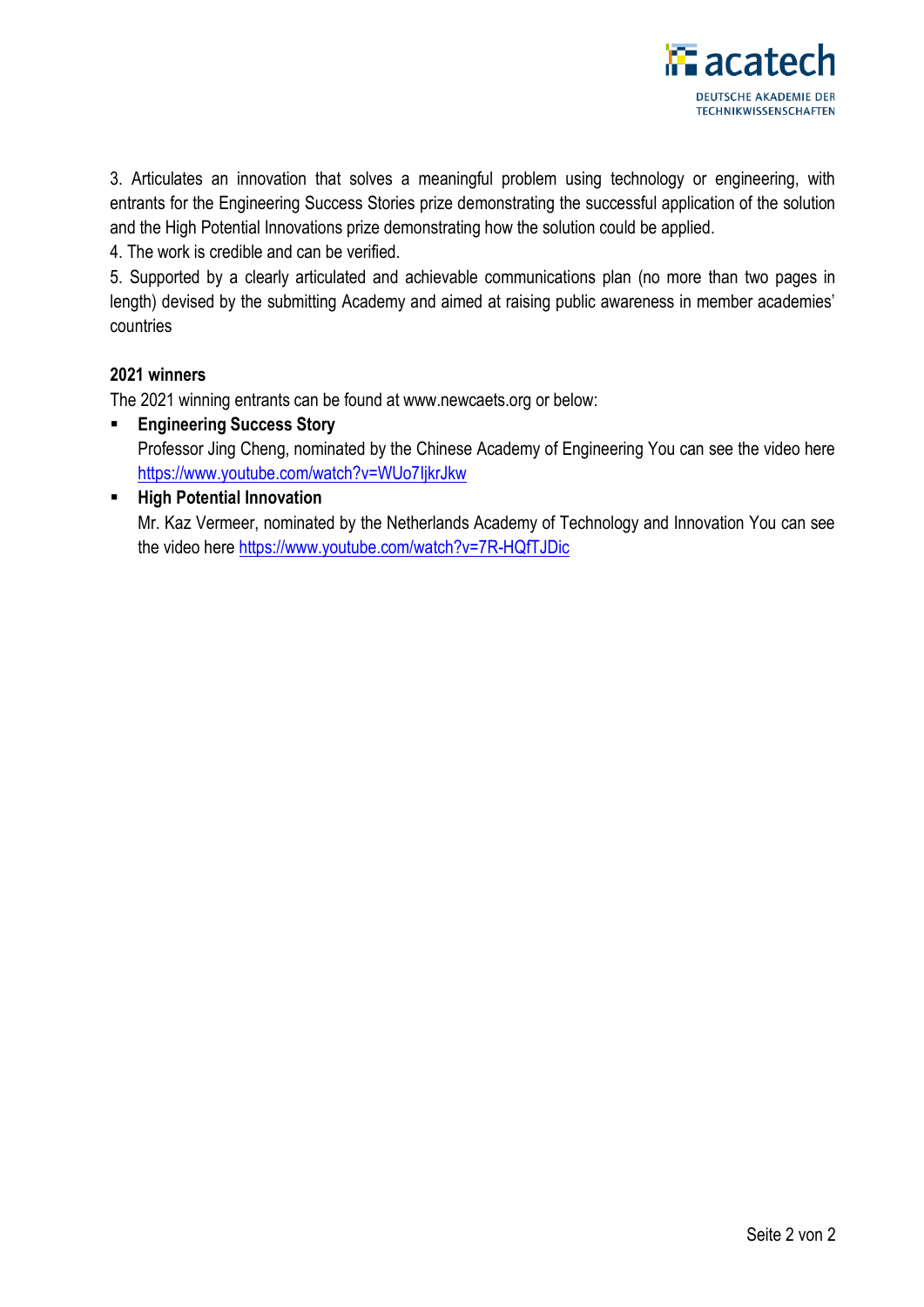3. Articulates an innovation that solves a meaningful problem using technology or engineering, with entrants for the Engineering Success Stories prize demonstrating the successful application of the solution and the High Potential Innovations prize demonstrating how the solution could be applied.
4. The work is credible and can be verified.
5. Supported by a clearly articulated and achievable communications plan (no more than two pages in length) devised by the submitting Academy and aimed at raising public awareness in member academies' countries

**2021 winners**

The 2021 winning entrants can be found at www.newcaets.org or below:

- **Engineering Success Story**
  Professor Jing Cheng, nominated by the Chinese Academy of Engineering You can see the video here https://www.youtube.com/watch?v=WUo7IjkrJkw
- **High Potential Innovation**
  Mr. Kaz Vermeer, nominated by the Netherlands Academy of Technology and Innovation You can see the video here https://www.youtube.com/watch?v=7R-HQfTJDic